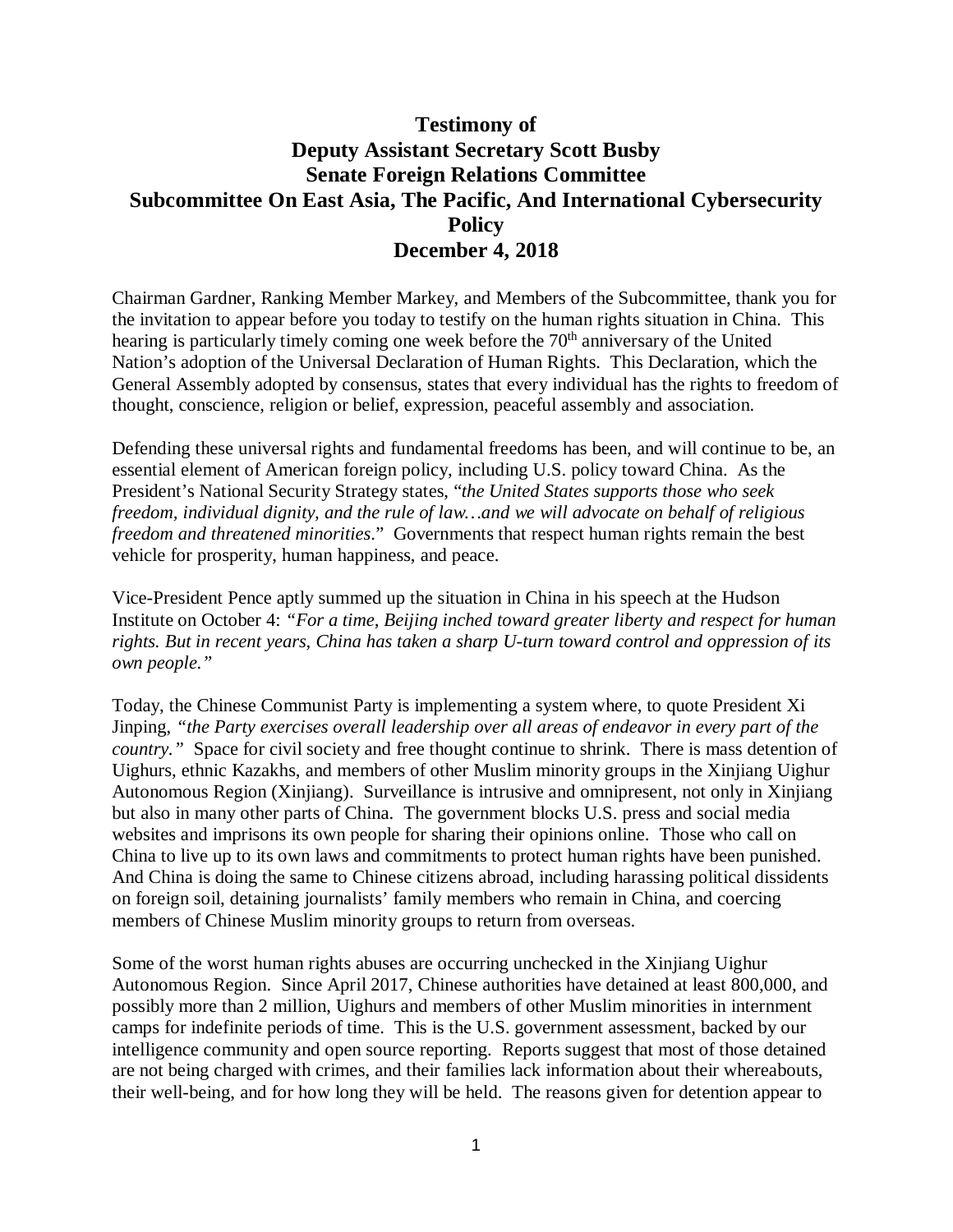# Testimony of
# Deputy Assistant Secretary Scott Busby
# Senate Foreign Relations Committee
# Subcommittee On East Asia, The Pacific, And International Cybersecurity Policy
# December 4, 2018

Chairman Gardner, Ranking Member Markey, and Members of the Subcommittee, thank you for the invitation to appear before you today to testify on the human rights situation in China. This hearing is particularly timely coming one week before the 70th anniversary of the United Nation's adoption of the Universal Declaration of Human Rights. This Declaration, which the General Assembly adopted by consensus, states that every individual has the rights to freedom of thought, conscience, religion or belief, expression, peaceful assembly and association.

Defending these universal rights and fundamental freedoms has been, and will continue to be, an essential element of American foreign policy, including U.S. policy toward China. As the President's National Security Strategy states, "*the United States supports those who seek freedom, individual dignity, and the rule of law…and we will advocate on behalf of religious freedom and threatened minorities*." Governments that respect human rights remain the best vehicle for prosperity, human happiness, and peace.

Vice-President Pence aptly summed up the situation in China in his speech at the Hudson Institute on October 4: *"For a time, Beijing inched toward greater liberty and respect for human rights. But in recent years, China has taken a sharp U-turn toward control and oppression of its own people."*

Today, the Chinese Communist Party is implementing a system where, to quote President Xi Jinping, *"the Party exercises overall leadership over all areas of endeavor in every part of the country."* Space for civil society and free thought continue to shrink. There is mass detention of Uighurs, ethnic Kazakhs, and members of other Muslim minority groups in the Xinjiang Uighur Autonomous Region (Xinjiang). Surveillance is intrusive and omnipresent, not only in Xinjiang but also in many other parts of China. The government blocks U.S. press and social media websites and imprisons its own people for sharing their opinions online. Those who call on China to live up to its own laws and commitments to protect human rights have been punished. And China is doing the same to Chinese citizens abroad, including harassing political dissidents on foreign soil, detaining journalists' family members who remain in China, and coercing members of Chinese Muslim minority groups to return from overseas.

Some of the worst human rights abuses are occurring unchecked in the Xinjiang Uighur Autonomous Region. Since April 2017, Chinese authorities have detained at least 800,000, and possibly more than 2 million, Uighurs and members of other Muslim minorities in internment camps for indefinite periods of time. This is the U.S. government assessment, backed by our intelligence community and open source reporting. Reports suggest that most of those detained are not being charged with crimes, and their families lack information about their whereabouts, their well-being, and for how long they will be held. The reasons given for detention appear to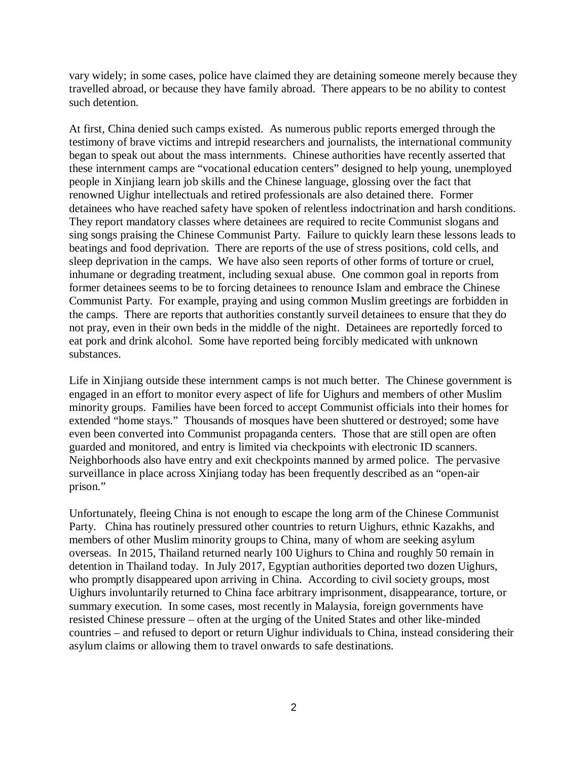vary widely; in some cases, police have claimed they are detaining someone merely because they travelled abroad, or because they have family abroad. There appears to be no ability to contest such detention.

At first, China denied such camps existed. As numerous public reports emerged through the testimony of brave victims and intrepid researchers and journalists, the international community began to speak out about the mass internments. Chinese authorities have recently asserted that these internment camps are "vocational education centers" designed to help young, unemployed people in Xinjiang learn job skills and the Chinese language, glossing over the fact that renowned Uighur intellectuals and retired professionals are also detained there. Former detainees who have reached safety have spoken of relentless indoctrination and harsh conditions. They report mandatory classes where detainees are required to recite Communist slogans and sing songs praising the Chinese Communist Party. Failure to quickly learn these lessons leads to beatings and food deprivation. There are reports of the use of stress positions, cold cells, and sleep deprivation in the camps. We have also seen reports of other forms of torture or cruel, inhumane or degrading treatment, including sexual abuse. One common goal in reports from former detainees seems to be to forcing detainees to renounce Islam and embrace the Chinese Communist Party. For example, praying and using common Muslim greetings are forbidden in the camps. There are reports that authorities constantly surveil detainees to ensure that they do not pray, even in their own beds in the middle of the night. Detainees are reportedly forced to eat pork and drink alcohol. Some have reported being forcibly medicated with unknown substances.

Life in Xinjiang outside these internment camps is not much better. The Chinese government is engaged in an effort to monitor every aspect of life for Uighurs and members of other Muslim minority groups. Families have been forced to accept Communist officials into their homes for extended "home stays." Thousands of mosques have been shuttered or destroyed; some have even been converted into Communist propaganda centers. Those that are still open are often guarded and monitored, and entry is limited via checkpoints with electronic ID scanners. Neighborhoods also have entry and exit checkpoints manned by armed police. The pervasive surveillance in place across Xinjiang today has been frequently described as an "open-air prison."

Unfortunately, fleeing China is not enough to escape the long arm of the Chinese Communist Party. China has routinely pressured other countries to return Uighurs, ethnic Kazakhs, and members of other Muslim minority groups to China, many of whom are seeking asylum overseas. In 2015, Thailand returned nearly 100 Uighurs to China and roughly 50 remain in detention in Thailand today. In July 2017, Egyptian authorities deported two dozen Uighurs, who promptly disappeared upon arriving in China. According to civil society groups, most Uighurs involuntarily returned to China face arbitrary imprisonment, disappearance, torture, or summary execution. In some cases, most recently in Malaysia, foreign governments have resisted Chinese pressure – often at the urging of the United States and other like-minded countries – and refused to deport or return Uighur individuals to China, instead considering their asylum claims or allowing them to travel onwards to safe destinations.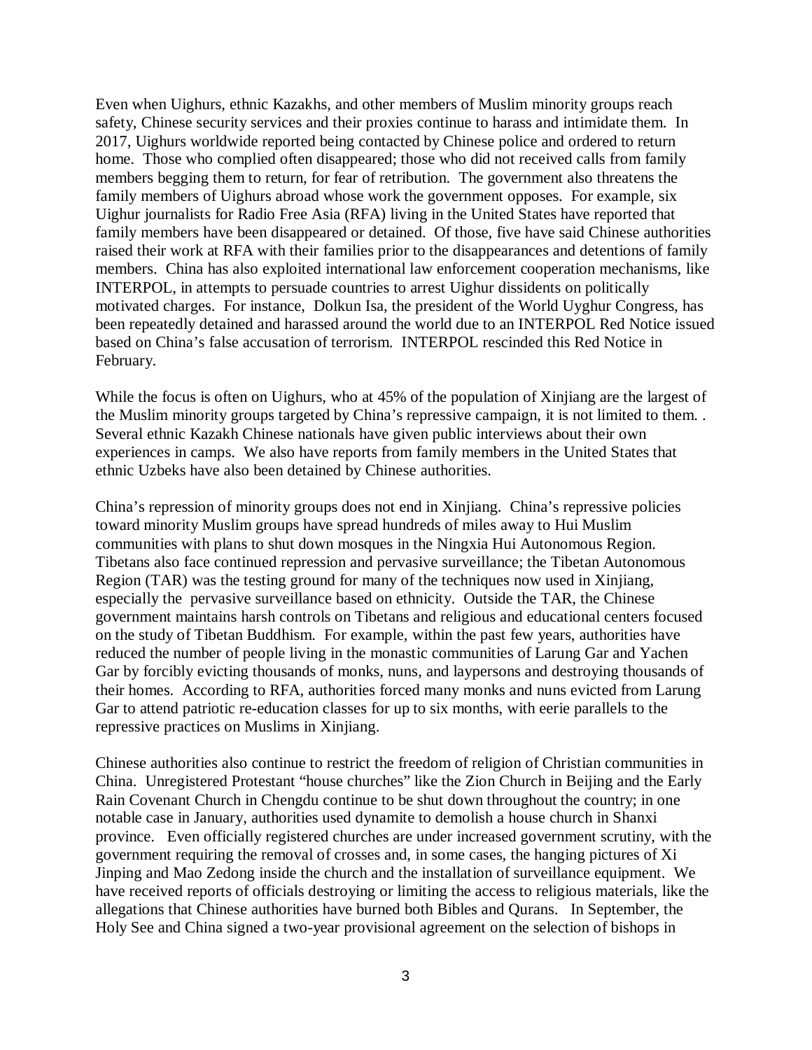Even when Uighurs, ethnic Kazakhs, and other members of Muslim minority groups reach safety, Chinese security services and their proxies continue to harass and intimidate them. In 2017, Uighurs worldwide reported being contacted by Chinese police and ordered to return home. Those who complied often disappeared; those who did not received calls from family members begging them to return, for fear of retribution. The government also threatens the family members of Uighurs abroad whose work the government opposes. For example, six Uighur journalists for Radio Free Asia (RFA) living in the United States have reported that family members have been disappeared or detained. Of those, five have said Chinese authorities raised their work at RFA with their families prior to the disappearances and detentions of family members. China has also exploited international law enforcement cooperation mechanisms, like INTERPOL, in attempts to persuade countries to arrest Uighur dissidents on politically motivated charges. For instance, Dolkun Isa, the president of the World Uyghur Congress, has been repeatedly detained and harassed around the world due to an INTERPOL Red Notice issued based on China's false accusation of terrorism. INTERPOL rescinded this Red Notice in February.

While the focus is often on Uighurs, who at 45% of the population of Xinjiang are the largest of the Muslim minority groups targeted by China's repressive campaign, it is not limited to them. . Several ethnic Kazakh Chinese nationals have given public interviews about their own experiences in camps. We also have reports from family members in the United States that ethnic Uzbeks have also been detained by Chinese authorities.

China's repression of minority groups does not end in Xinjiang. China's repressive policies toward minority Muslim groups have spread hundreds of miles away to Hui Muslim communities with plans to shut down mosques in the Ningxia Hui Autonomous Region. Tibetans also face continued repression and pervasive surveillance; the Tibetan Autonomous Region (TAR) was the testing ground for many of the techniques now used in Xinjiang, especially the pervasive surveillance based on ethnicity. Outside the TAR, the Chinese government maintains harsh controls on Tibetans and religious and educational centers focused on the study of Tibetan Buddhism. For example, within the past few years, authorities have reduced the number of people living in the monastic communities of Larung Gar and Yachen Gar by forcibly evicting thousands of monks, nuns, and laypersons and destroying thousands of their homes. According to RFA, authorities forced many monks and nuns evicted from Larung Gar to attend patriotic re-education classes for up to six months, with eerie parallels to the repressive practices on Muslims in Xinjiang.

Chinese authorities also continue to restrict the freedom of religion of Christian communities in China. Unregistered Protestant "house churches" like the Zion Church in Beijing and the Early Rain Covenant Church in Chengdu continue to be shut down throughout the country; in one notable case in January, authorities used dynamite to demolish a house church in Shanxi province. Even officially registered churches are under increased government scrutiny, with the government requiring the removal of crosses and, in some cases, the hanging pictures of Xi Jinping and Mao Zedong inside the church and the installation of surveillance equipment. We have received reports of officials destroying or limiting the access to religious materials, like the allegations that Chinese authorities have burned both Bibles and Qurans. In September, the Holy See and China signed a two-year provisional agreement on the selection of bishops in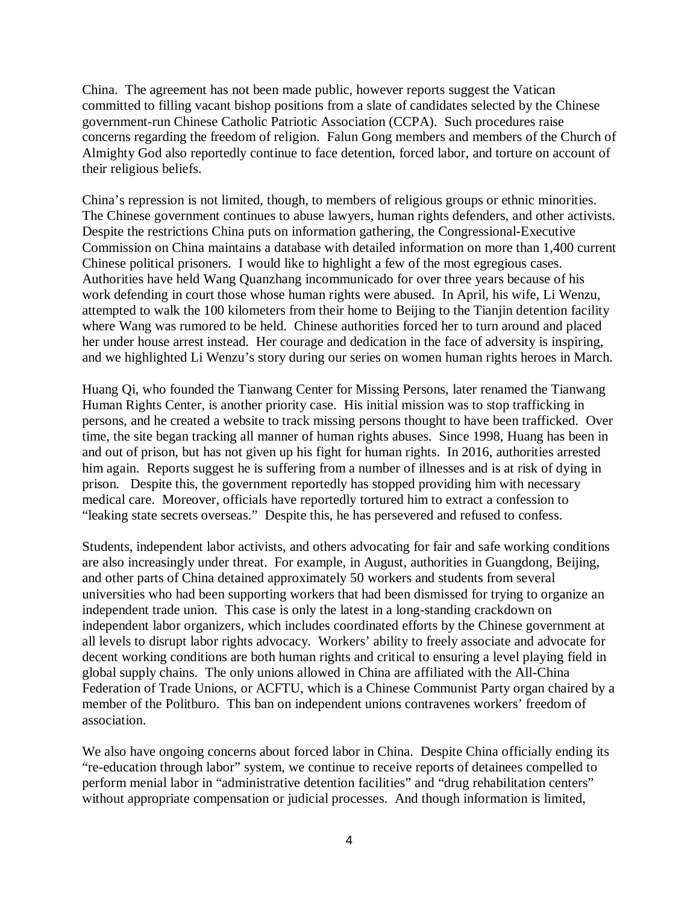China. The agreement has not been made public, however reports suggest the Vatican committed to filling vacant bishop positions from a slate of candidates selected by the Chinese government-run Chinese Catholic Patriotic Association (CCPA). Such procedures raise concerns regarding the freedom of religion. Falun Gong members and members of the Church of Almighty God also reportedly continue to face detention, forced labor, and torture on account of their religious beliefs.

China's repression is not limited, though, to members of religious groups or ethnic minorities. The Chinese government continues to abuse lawyers, human rights defenders, and other activists. Despite the restrictions China puts on information gathering, the Congressional-Executive Commission on China maintains a database with detailed information on more than 1,400 current Chinese political prisoners. I would like to highlight a few of the most egregious cases. Authorities have held Wang Quanzhang incommunicado for over three years because of his work defending in court those whose human rights were abused. In April, his wife, Li Wenzu, attempted to walk the 100 kilometers from their home to Beijing to the Tianjin detention facility where Wang was rumored to be held. Chinese authorities forced her to turn around and placed her under house arrest instead. Her courage and dedication in the face of adversity is inspiring, and we highlighted Li Wenzu's story during our series on women human rights heroes in March.

Huang Qi, who founded the Tianwang Center for Missing Persons, later renamed the Tianwang Human Rights Center, is another priority case. His initial mission was to stop trafficking in persons, and he created a website to track missing persons thought to have been trafficked. Over time, the site began tracking all manner of human rights abuses. Since 1998, Huang has been in and out of prison, but has not given up his fight for human rights. In 2016, authorities arrested him again. Reports suggest he is suffering from a number of illnesses and is at risk of dying in prison. Despite this, the government reportedly has stopped providing him with necessary medical care. Moreover, officials have reportedly tortured him to extract a confession to "leaking state secrets overseas." Despite this, he has persevered and refused to confess.

Students, independent labor activists, and others advocating for fair and safe working conditions are also increasingly under threat. For example, in August, authorities in Guangdong, Beijing, and other parts of China detained approximately 50 workers and students from several universities who had been supporting workers that had been dismissed for trying to organize an independent trade union. This case is only the latest in a long-standing crackdown on independent labor organizers, which includes coordinated efforts by the Chinese government at all levels to disrupt labor rights advocacy. Workers' ability to freely associate and advocate for decent working conditions are both human rights and critical to ensuring a level playing field in global supply chains. The only unions allowed in China are affiliated with the All-China Federation of Trade Unions, or ACFTU, which is a Chinese Communist Party organ chaired by a member of the Politburo. This ban on independent unions contravenes workers' freedom of association.

We also have ongoing concerns about forced labor in China. Despite China officially ending its "re-education through labor" system, we continue to receive reports of detainees compelled to perform menial labor in "administrative detention facilities" and "drug rehabilitation centers" without appropriate compensation or judicial processes. And though information is limited,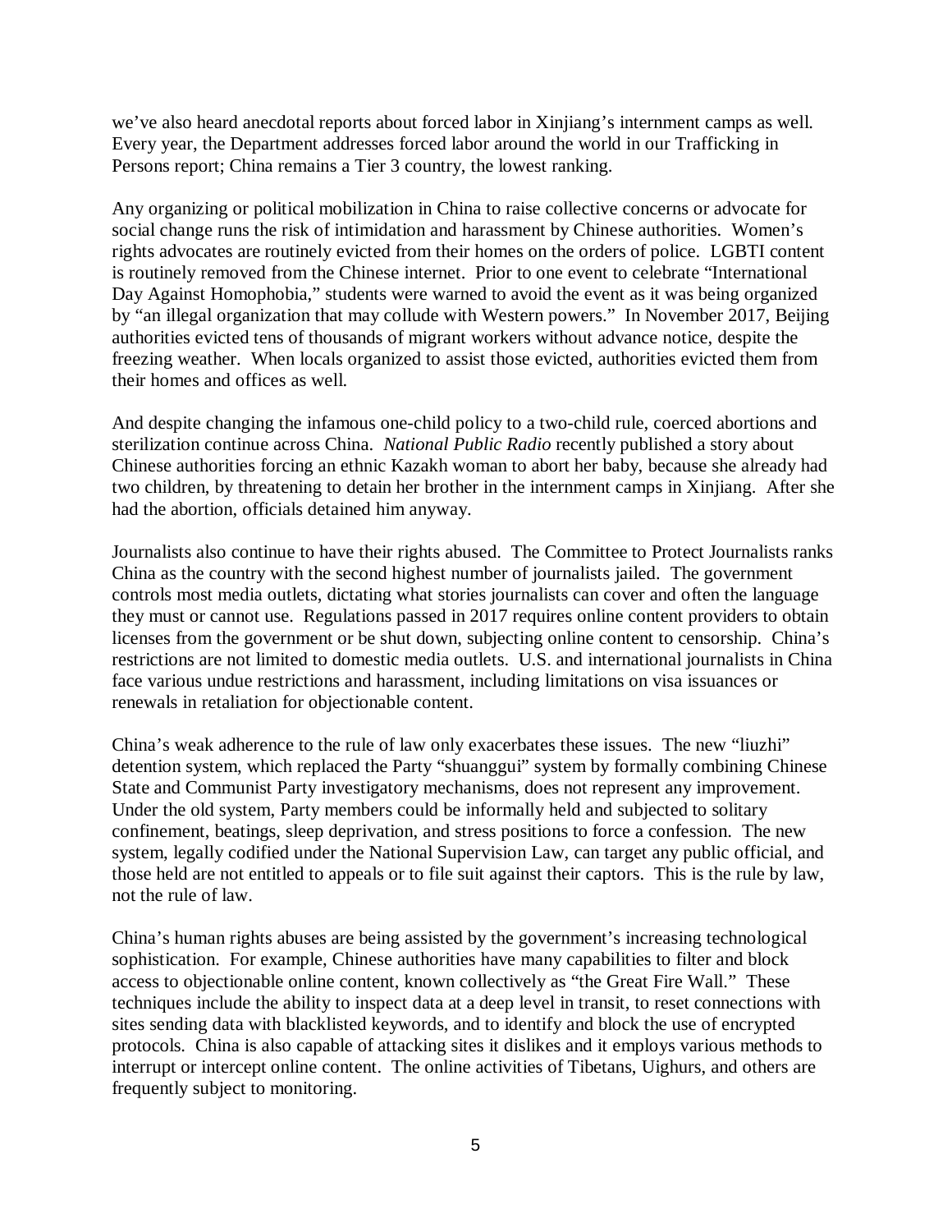we've also heard anecdotal reports about forced labor in Xinjiang's internment camps as well. Every year, the Department addresses forced labor around the world in our Trafficking in Persons report; China remains a Tier 3 country, the lowest ranking.

Any organizing or political mobilization in China to raise collective concerns or advocate for social change runs the risk of intimidation and harassment by Chinese authorities. Women's rights advocates are routinely evicted from their homes on the orders of police. LGBTI content is routinely removed from the Chinese internet. Prior to one event to celebrate "International Day Against Homophobia," students were warned to avoid the event as it was being organized by "an illegal organization that may collude with Western powers." In November 2017, Beijing authorities evicted tens of thousands of migrant workers without advance notice, despite the freezing weather. When locals organized to assist those evicted, authorities evicted them from their homes and offices as well.

And despite changing the infamous one-child policy to a two-child rule, coerced abortions and sterilization continue across China. *National Public Radio* recently published a story about Chinese authorities forcing an ethnic Kazakh woman to abort her baby, because she already had two children, by threatening to detain her brother in the internment camps in Xinjiang. After she had the abortion, officials detained him anyway.

Journalists also continue to have their rights abused. The Committee to Protect Journalists ranks China as the country with the second highest number of journalists jailed. The government controls most media outlets, dictating what stories journalists can cover and often the language they must or cannot use. Regulations passed in 2017 requires online content providers to obtain licenses from the government or be shut down, subjecting online content to censorship. China's restrictions are not limited to domestic media outlets. U.S. and international journalists in China face various undue restrictions and harassment, including limitations on visa issuances or renewals in retaliation for objectionable content.

China's weak adherence to the rule of law only exacerbates these issues. The new "liuzhi" detention system, which replaced the Party "shuanggui" system by formally combining Chinese State and Communist Party investigatory mechanisms, does not represent any improvement. Under the old system, Party members could be informally held and subjected to solitary confinement, beatings, sleep deprivation, and stress positions to force a confession. The new system, legally codified under the National Supervision Law, can target any public official, and those held are not entitled to appeals or to file suit against their captors. This is the rule by law, not the rule of law.

China's human rights abuses are being assisted by the government's increasing technological sophistication. For example, Chinese authorities have many capabilities to filter and block access to objectionable online content, known collectively as "the Great Fire Wall." These techniques include the ability to inspect data at a deep level in transit, to reset connections with sites sending data with blacklisted keywords, and to identify and block the use of encrypted protocols. China is also capable of attacking sites it dislikes and it employs various methods to interrupt or intercept online content. The online activities of Tibetans, Uighurs, and others are frequently subject to monitoring.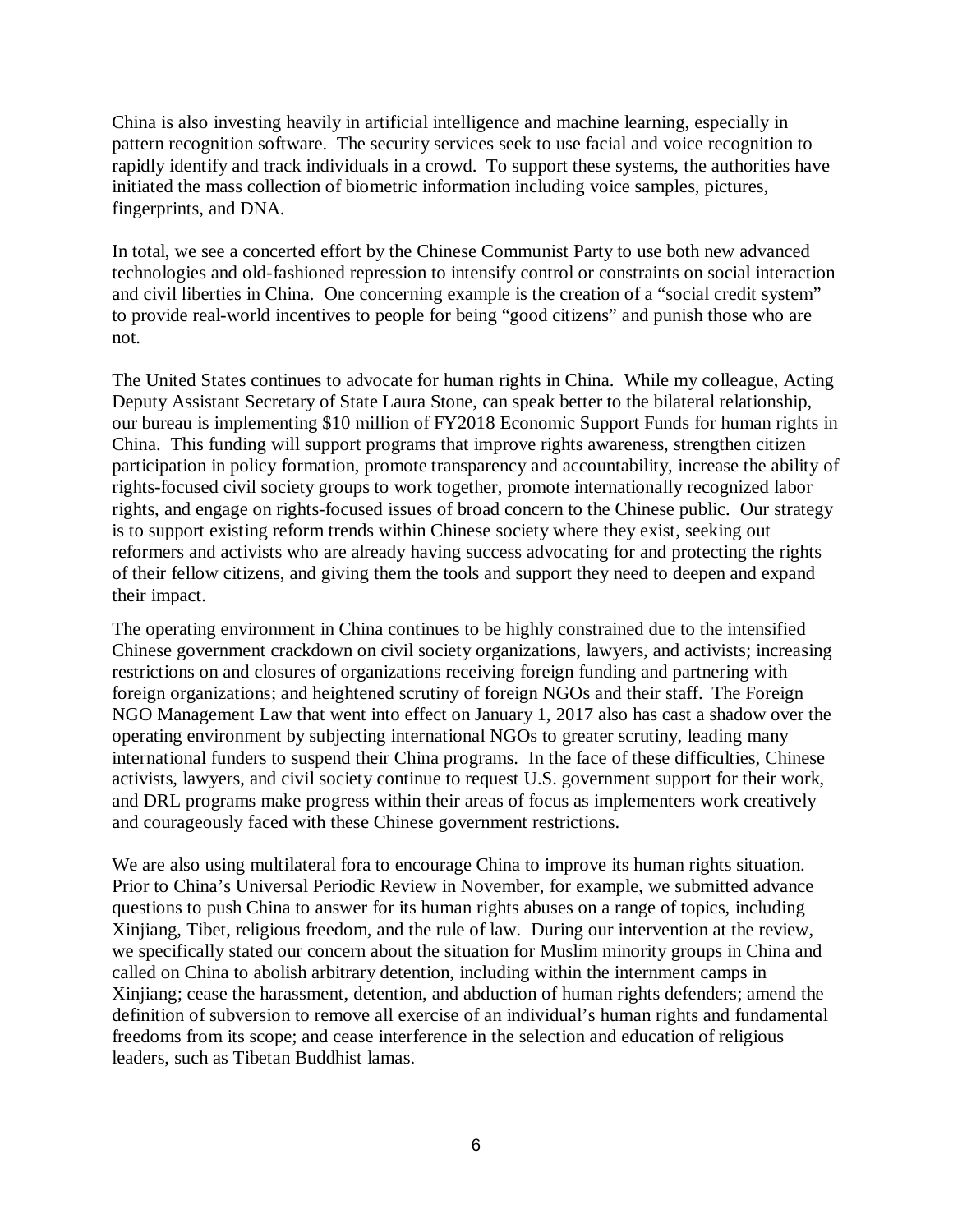China is also investing heavily in artificial intelligence and machine learning, especially in pattern recognition software. The security services seek to use facial and voice recognition to rapidly identify and track individuals in a crowd. To support these systems, the authorities have initiated the mass collection of biometric information including voice samples, pictures, fingerprints, and DNA.

In total, we see a concerted effort by the Chinese Communist Party to use both new advanced technologies and old-fashioned repression to intensify control or constraints on social interaction and civil liberties in China. One concerning example is the creation of a "social credit system" to provide real-world incentives to people for being "good citizens" and punish those who are not.

The United States continues to advocate for human rights in China. While my colleague, Acting Deputy Assistant Secretary of State Laura Stone, can speak better to the bilateral relationship, our bureau is implementing $10 million of FY2018 Economic Support Funds for human rights in China. This funding will support programs that improve rights awareness, strengthen citizen participation in policy formation, promote transparency and accountability, increase the ability of rights-focused civil society groups to work together, promote internationally recognized labor rights, and engage on rights-focused issues of broad concern to the Chinese public. Our strategy is to support existing reform trends within Chinese society where they exist, seeking out reformers and activists who are already having success advocating for and protecting the rights of their fellow citizens, and giving them the tools and support they need to deepen and expand their impact.

The operating environment in China continues to be highly constrained due to the intensified Chinese government crackdown on civil society organizations, lawyers, and activists; increasing restrictions on and closures of organizations receiving foreign funding and partnering with foreign organizations; and heightened scrutiny of foreign NGOs and their staff. The Foreign NGO Management Law that went into effect on January 1, 2017 also has cast a shadow over the operating environment by subjecting international NGOs to greater scrutiny, leading many international funders to suspend their China programs. In the face of these difficulties, Chinese activists, lawyers, and civil society continue to request U.S. government support for their work, and DRL programs make progress within their areas of focus as implementers work creatively and courageously faced with these Chinese government restrictions.

We are also using multilateral fora to encourage China to improve its human rights situation. Prior to China's Universal Periodic Review in November, for example, we submitted advance questions to push China to answer for its human rights abuses on a range of topics, including Xinjiang, Tibet, religious freedom, and the rule of law. During our intervention at the review, we specifically stated our concern about the situation for Muslim minority groups in China and called on China to abolish arbitrary detention, including within the internment camps in Xinjiang; cease the harassment, detention, and abduction of human rights defenders; amend the definition of subversion to remove all exercise of an individual's human rights and fundamental freedoms from its scope; and cease interference in the selection and education of religious leaders, such as Tibetan Buddhist lamas.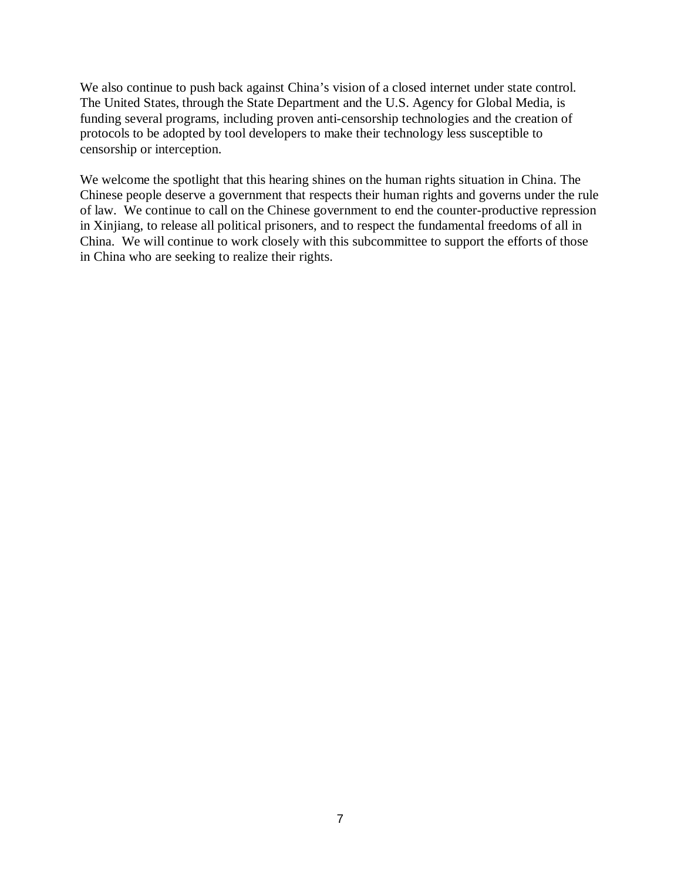We also continue to push back against China's vision of a closed internet under state control. The United States, through the State Department and the U.S. Agency for Global Media, is funding several programs, including proven anti-censorship technologies and the creation of protocols to be adopted by tool developers to make their technology less susceptible to censorship or interception.

We welcome the spotlight that this hearing shines on the human rights situation in China. The Chinese people deserve a government that respects their human rights and governs under the rule of law. We continue to call on the Chinese government to end the counter-productive repression in Xinjiang, to release all political prisoners, and to respect the fundamental freedoms of all in China. We will continue to work closely with this subcommittee to support the efforts of those in China who are seeking to realize their rights.